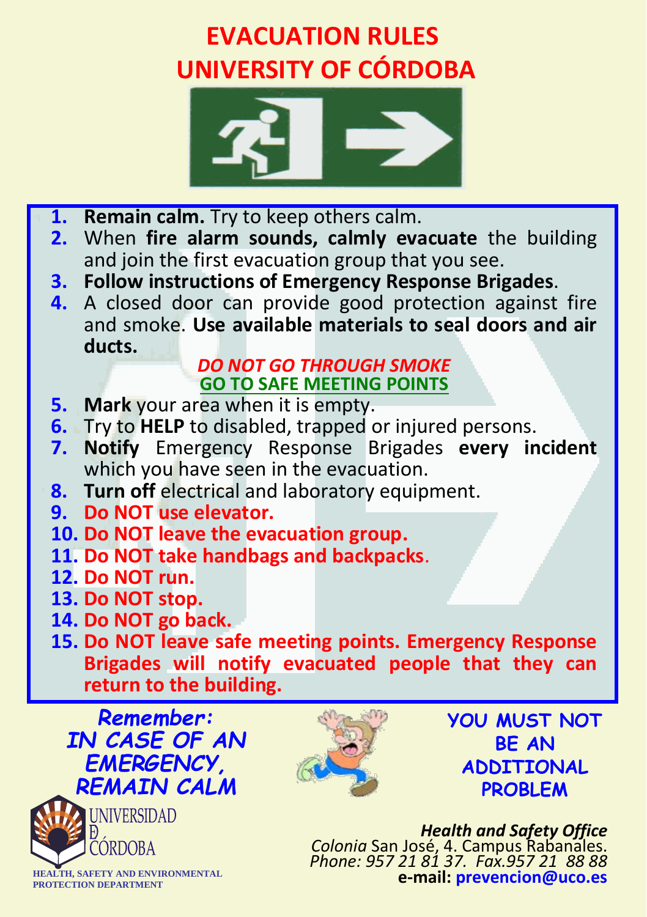# EVACUATION RULES
# UNIVERSITY OF CÓRDOBA

1. **Remain calm.** Try to keep others calm.
2. When **fire alarm sounds, calmly evacuate** the building and join the first evacuation group that you see.
3. **Follow instructions of Emergency Response Brigades**.
4. A closed door can provide good protection against fire and smoke. **Use available materials to seal doors and air ducts.**

***DO NOT GO THROUGH SMOKE***

**GO TO SAFE MEETING POINTS**

5. **Mark** your area when it is empty.
6. Try to **HELP** to disabled, trapped or injured persons.
7. **Notify** Emergency Response Brigades **every incident** which you have seen in the evacuation.
8. **Turn off** electrical and laboratory equipment.
9. **Do NOT use elevator.**
10. **Do NOT leave the evacuation group.**
11. **Do NOT take handbags and backpacks**.
12. **Do NOT run.**
13. **Do NOT stop.**
14. **Do NOT go back.**
15. **Do NOT leave safe meeting points. Emergency Response Brigades will notify evacuated people that they can return to the building.**

***Remember:***
***IN CASE OF AN EMERGENCY, REMAIN CALM***

**YOU MUST NOT BE AN ADDITIONAL PROBLEM**

UNIVERSIDAD DE CÓRDOBA

HEALTH, SAFETY AND ENVIRONMENTAL PROTECTION DEPARTMENT

***Health and Safety Office***
*Colonia* San José, 4. Campus Rabanales.
*Phone: 957 21 81 37. Fax.957 21 88 88*
**e-mail: prevencion@uco.es**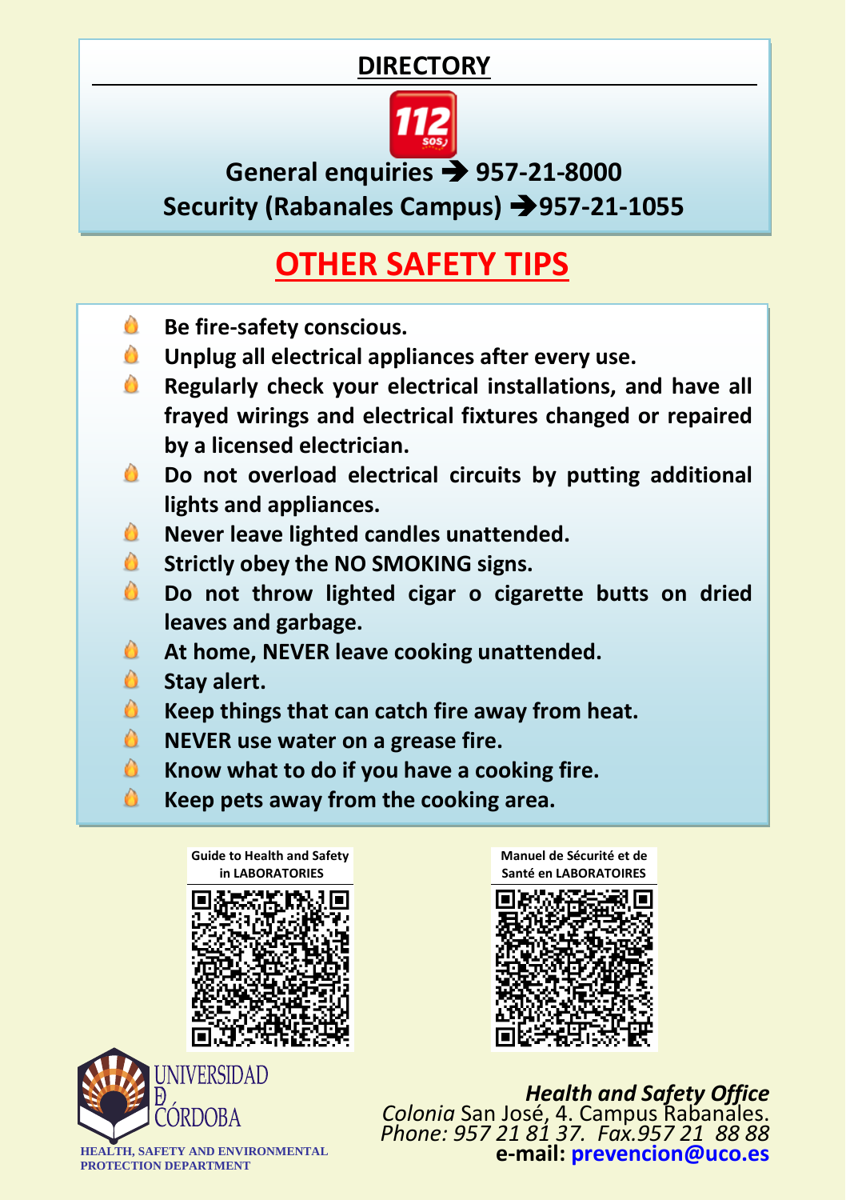## DIRECTORY

112 SOS

**General enquiries → 957-21-8000**

**Security (Rabanales Campus) →957-21-1055**

## OTHER SAFETY TIPS

- **Be fire-safety conscious.**
- **Unplug all electrical appliances after every use.**
- **Regularly check your electrical installations, and have all frayed wirings and electrical fixtures changed or repaired by a licensed electrician.**
- **Do not overload electrical circuits by putting additional lights and appliances.**
- **Never leave lighted candles unattended.**
- **Strictly obey the NO SMOKING signs.**
- **Do not throw lighted cigar o cigarette butts on dried leaves and garbage.**
- **At home, NEVER leave cooking unattended.**
- **Stay alert.**
- **Keep things that can catch fire away from heat.**
- **NEVER use water on a grease fire.**
- **Know what to do if you have a cooking fire.**
- **Keep pets away from the cooking area.**

**Guide to Health and Safety in LABORATORIES**

**Manuel de Sécurité et de Santé en LABORATOIRES**

UNIVERSIDAD DE CÓRDOBA

HEALTH, SAFETY AND ENVIRONMENTAL PROTECTION DEPARTMENT

***Health and Safety Office***

*Colonia* San José, 4. Campus Rabanales.

*Phone: 957 21 81 37. Fax.957 21 88 88*

**e-mail: prevencion@uco.es**